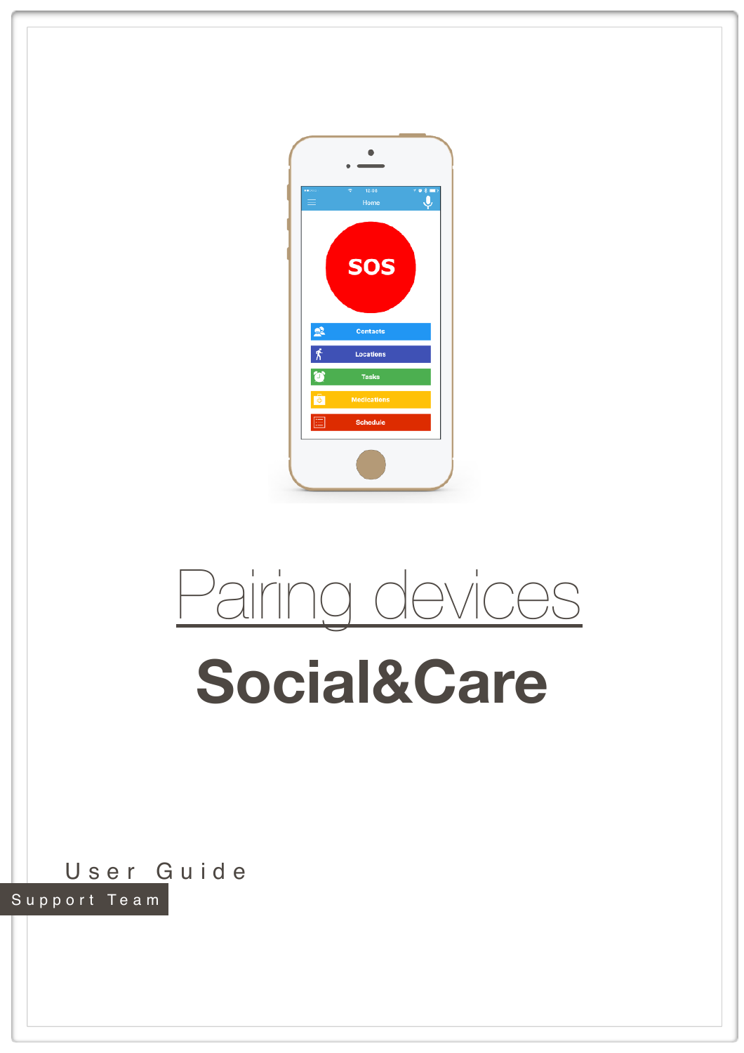# Pairing devices

# Social&Care

User Guide

Support Team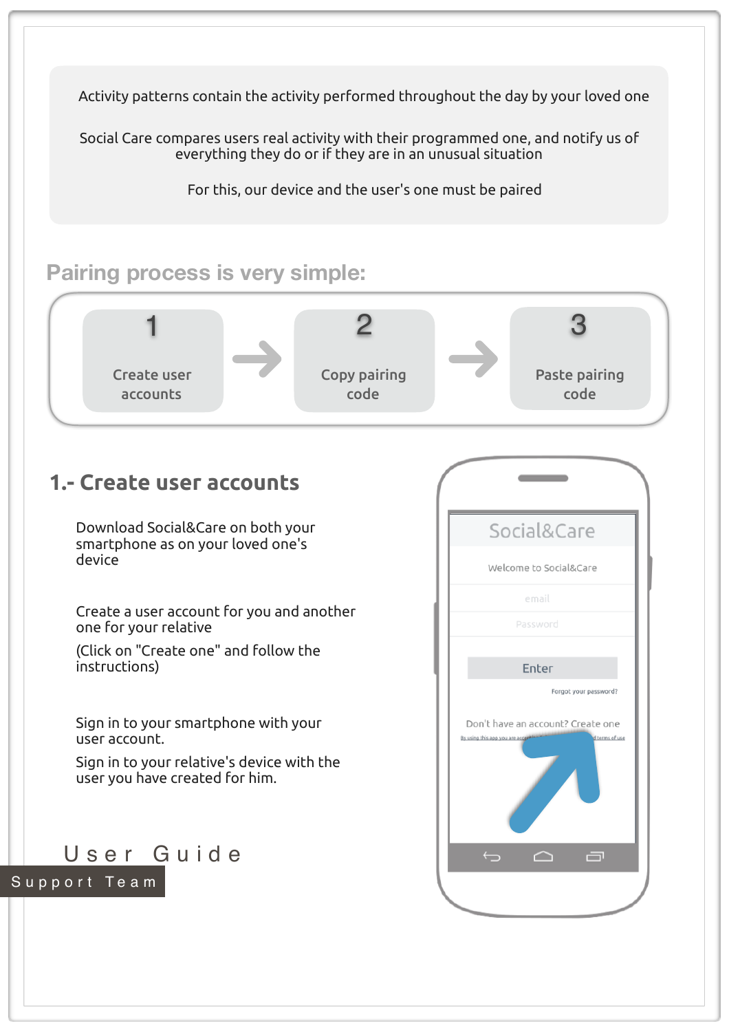Activity patterns contain the activity performed throughout the day by your loved one

Social Care compares users real activity with their programmed one, and notify us of everything they do or if they are in an unusual situation

For this, our device and the user's one must be paired

## Pairing process is very simple:

1. Create user accounts → 2. Copy pairing code → 3. Paste pairing code

## 1.- Create user accounts

Download Social&Care on both your smartphone as on your loved one's device

Create a user account for you and another one for your relative

(Click on "Create one" and follow the instructions)

Sign in to your smartphone with your user account.

Sign in to your relative's device with the user you have created for him.

Social&Care

Welcome to Social&Care

email

Password

Enter

Forgot your password?

Don't have an account? Create one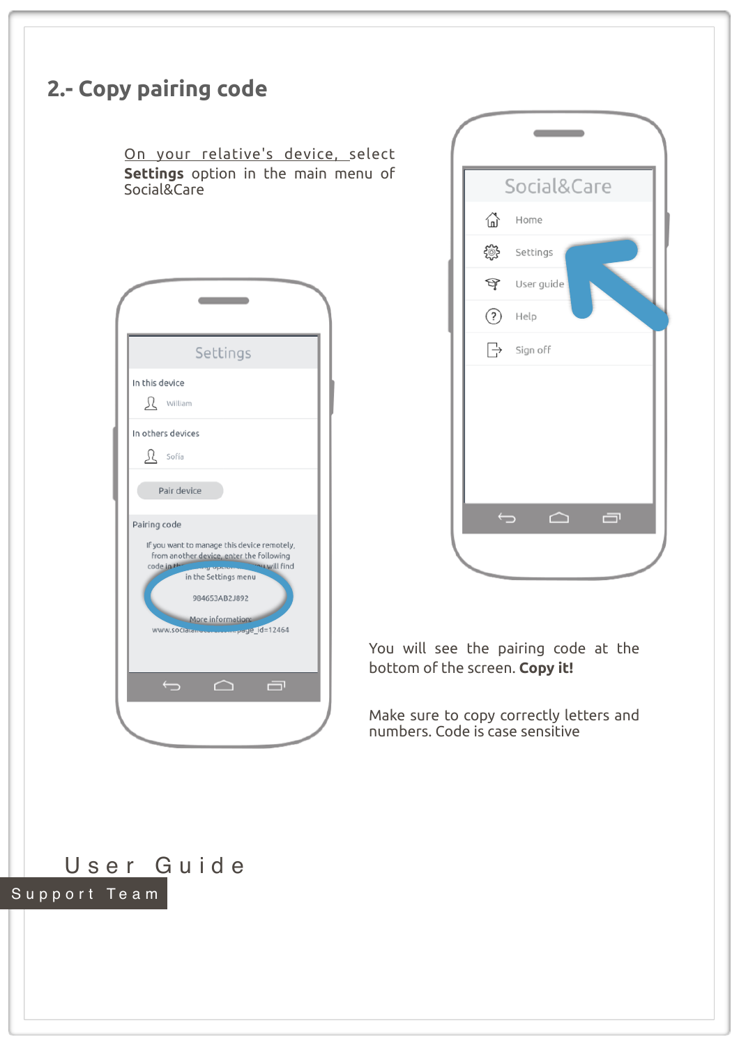## 2.- Copy pairing code

On your relative's device, select **Settings** option in the main menu of Social&Care

You will see the pairing code at the bottom of the screen. **Copy it!**

Make sure to copy correctly letters and numbers. Code is case sensitive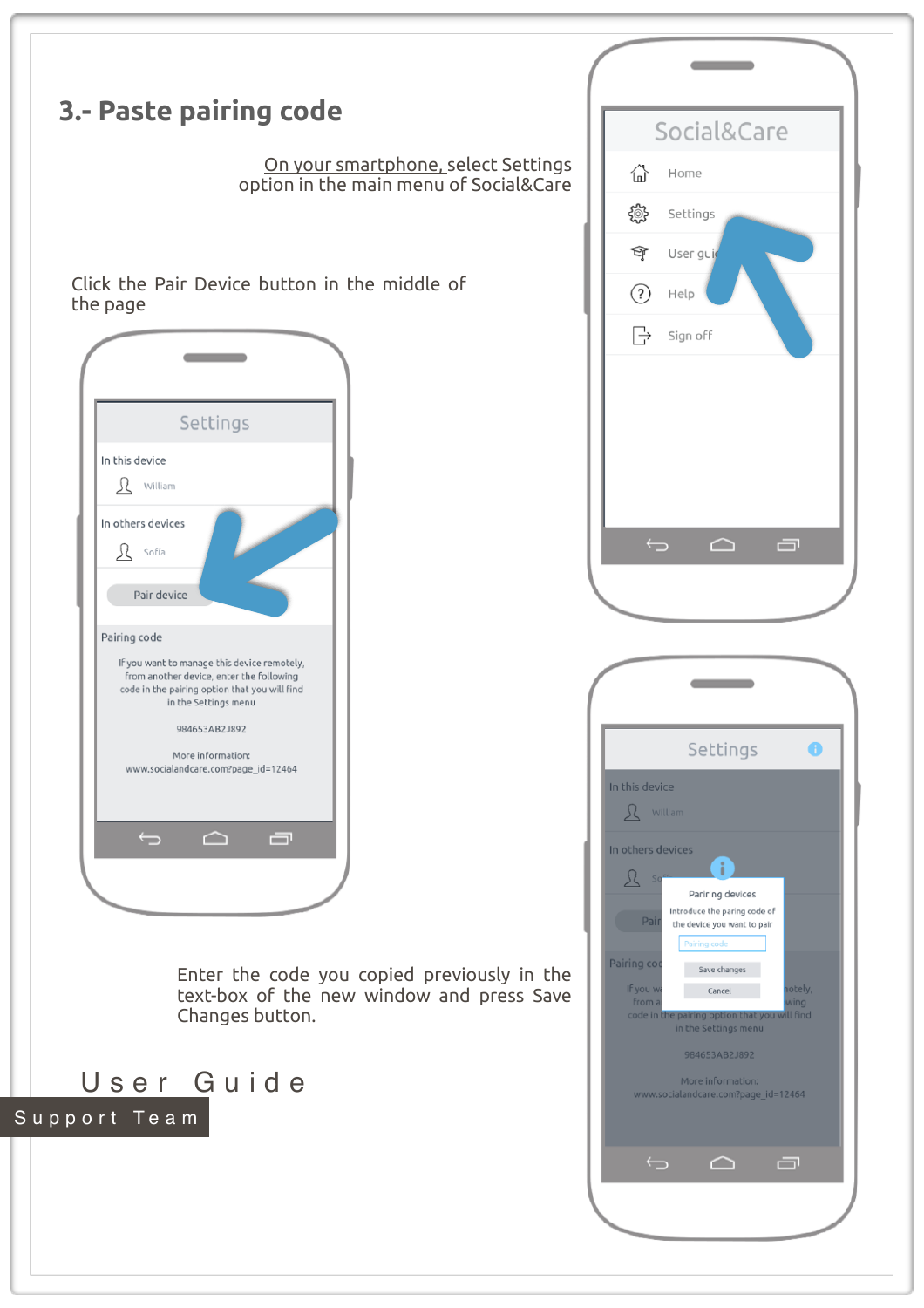## 3.- Paste pairing code

On your smartphone, select Settings option in the main menu of Social&Care

Click the Pair Device button in the middle of the page

Enter the code you copied previously in the text-box of the new window and press Save Changes button.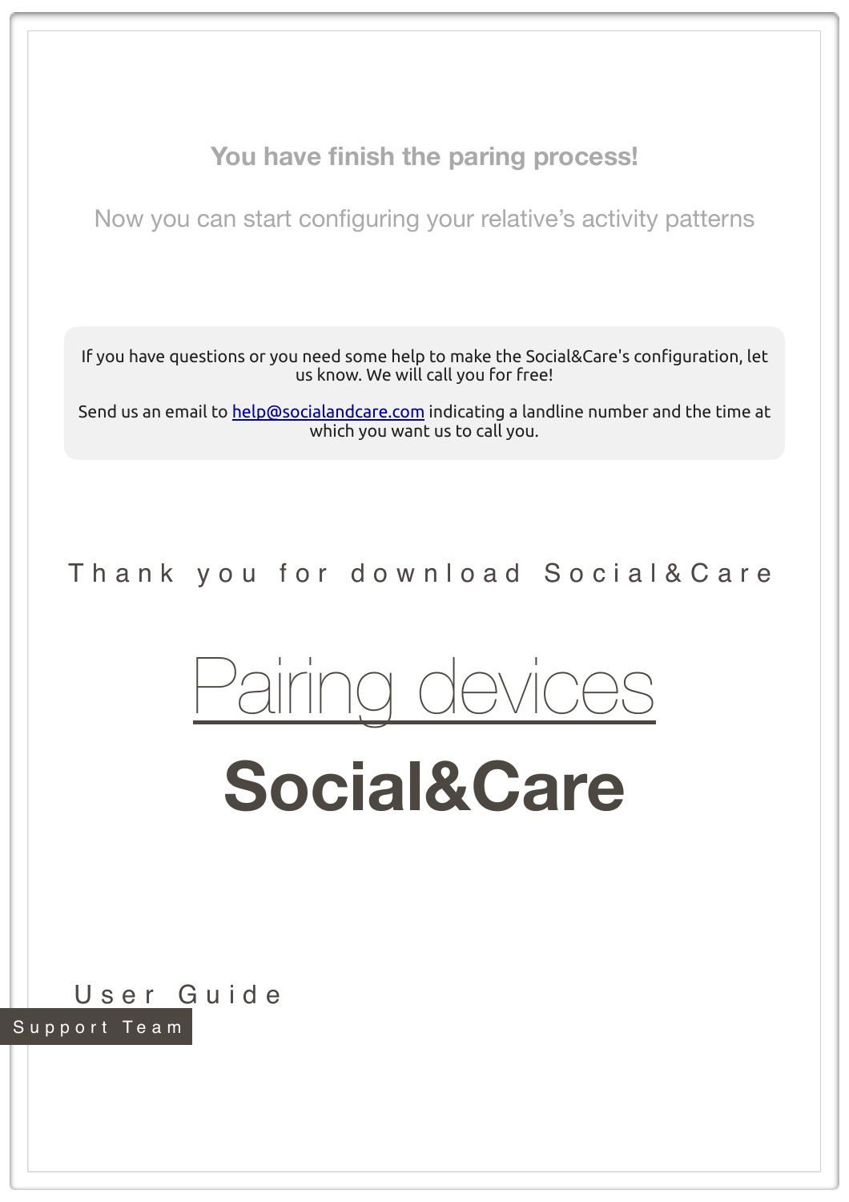## You have finish the paring process!

Now you can start configuring your relative's activity patterns

If you have questions or you need some help to make the Social&Care's configuration, let us know. We will call you for free!

Send us an email to help@socialandcare.com indicating a landline number and the time at which you want us to call you.

Thank you for download Social&Care

# Pairing devices

# Social&Care

User Guide

Support Team